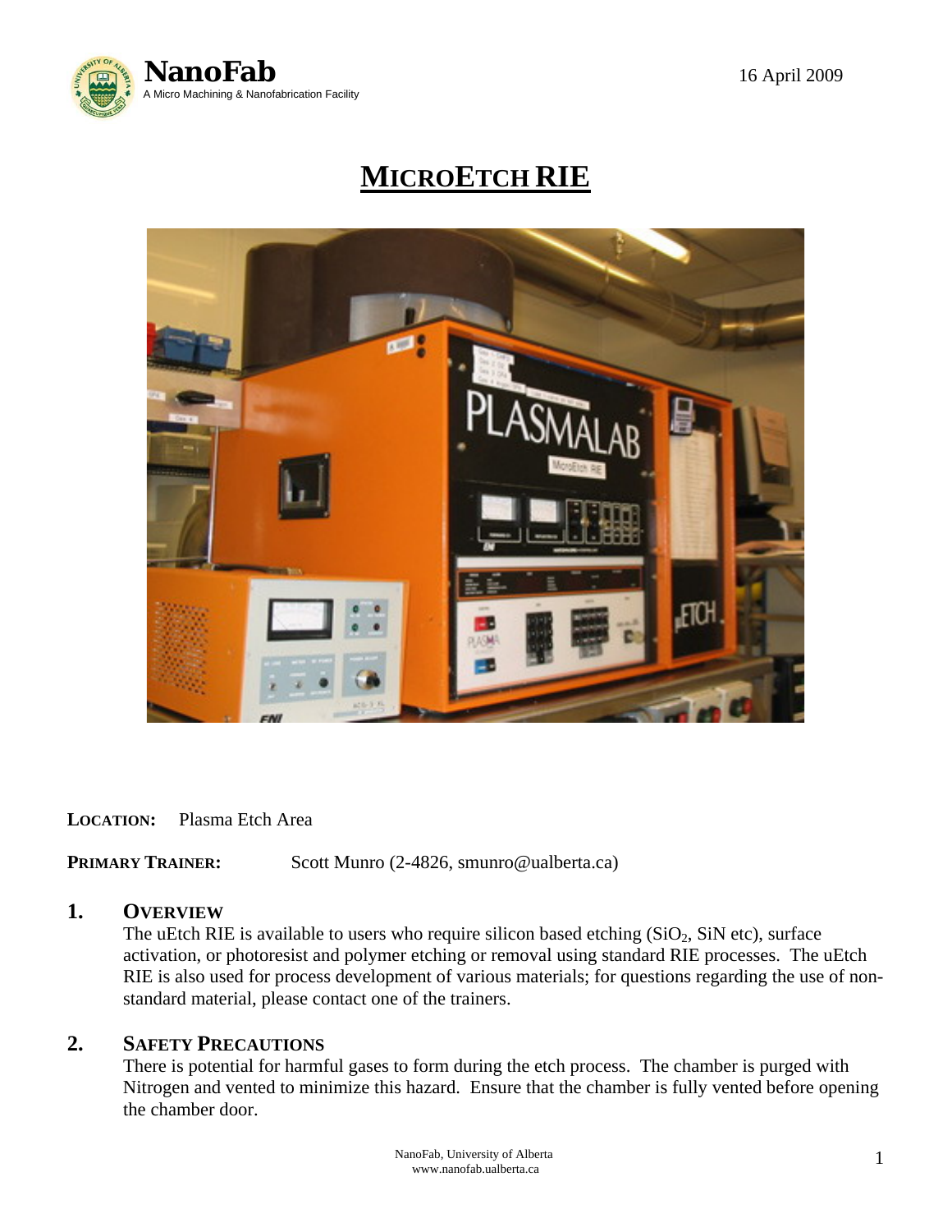NanoFab
A Micro Machining & Nanofabrication Facility

16 April 2009

# MICROETCH RIE

**LOCATION:** Plasma Etch Area

**PRIMARY TRAINER:** Scott Munro (2-4826, smunro@ualberta.ca)

## 1. OVERVIEW

The uEtch RIE is available to users who require silicon based etching ($SiO_2$, SiN etc), surface activation, or photoresist and polymer etching or removal using standard RIE processes. The uEtch RIE is also used for process development of various materials; for questions regarding the use of non-standard material, please contact one of the trainers.

## 2. SAFETY PRECAUTIONS

There is potential for harmful gases to form during the etch process. The chamber is purged with Nitrogen and vented to minimize this hazard. Ensure that the chamber is fully vented before opening the chamber door.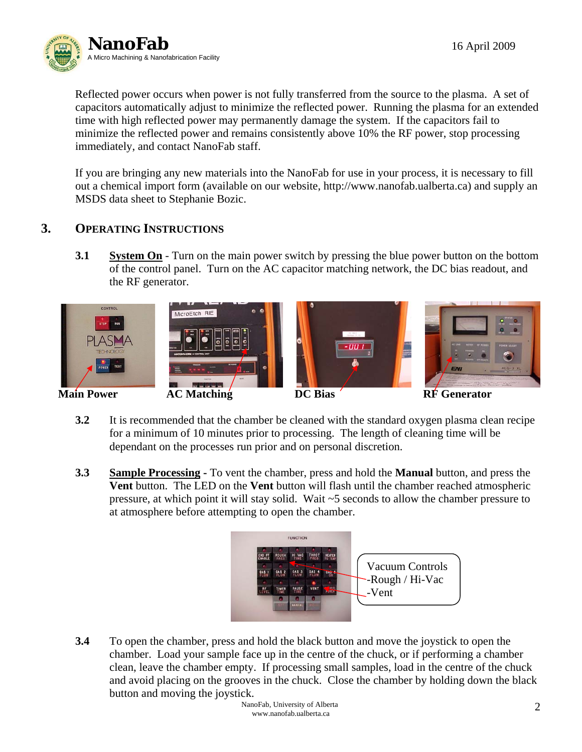Reflected power occurs when power is not fully transferred from the source to the plasma. A set of capacitors automatically adjust to minimize the reflected power. Running the plasma for an extended time with high reflected power may permanently damage the system. If the capacitors fail to minimize the reflected power and remains consistently above 10% the RF power, stop processing immediately, and contact NanoFab staff.

If you are bringing any new materials into the NanoFab for use in your process, it is necessary to fill out a chemical import form (available on our website, http://www.nanofab.ualberta.ca) and supply an MSDS data sheet to Stephanie Bozic.

## 3. Operating Instructions

**3.1** **System On** - Turn on the main power switch by pressing the blue power button on the bottom of the control panel. Turn on the AC capacitor matching network, the DC bias readout, and the RF generator.

**Main Power** **AC Matching** **DC Bias** **RF Generator**

**3.2** It is recommended that the chamber be cleaned with the standard oxygen plasma clean recipe for a minimum of 10 minutes prior to processing. The length of cleaning time will be dependant on the processes run prior and on personal discretion.

**3.3** **Sample Processing** - To vent the chamber, press and hold the **Manual** button, and press the **Vent** button. The LED on the **Vent** button will flash until the chamber reached atmospheric pressure, at which point it will stay solid. Wait ~5 seconds to allow the chamber pressure to at atmosphere before attempting to open the chamber.

Vacuum Controls
-Rough / Hi-Vac
-Vent

**3.4** To open the chamber, press and hold the black button and move the joystick to open the chamber. Load your sample face up in the centre of the chuck, or if performing a chamber clean, leave the chamber empty. If processing small samples, load in the centre of the chuck and avoid placing on the grooves in the chuck. Close the chamber by holding down the black button and moving the joystick.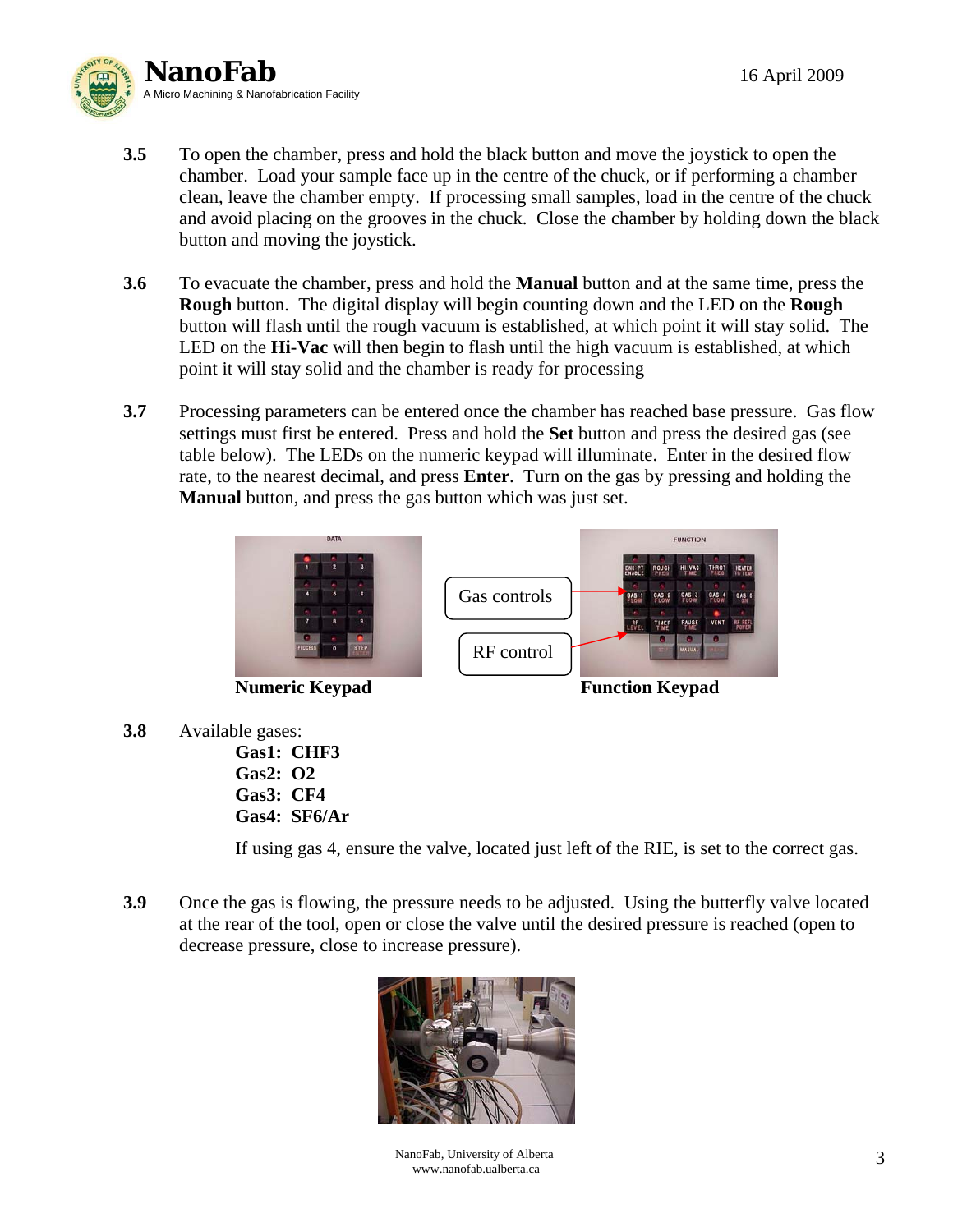**3.5** To open the chamber, press and hold the black button and move the joystick to open the chamber. Load your sample face up in the centre of the chuck, or if performing a chamber clean, leave the chamber empty. If processing small samples, load in the centre of the chuck and avoid placing on the grooves in the chuck. Close the chamber by holding down the black button and moving the joystick.

**3.6** To evacuate the chamber, press and hold the **Manual** button and at the same time, press the **Rough** button. The digital display will begin counting down and the LED on the **Rough** button will flash until the rough vacuum is established, at which point it will stay solid. The LED on the **Hi-Vac** will then begin to flash until the high vacuum is established, at which point it will stay solid and the chamber is ready for processing

**3.7** Processing parameters can be entered once the chamber has reached base pressure. Gas flow settings must first be entered. Press and hold the **Set** button and press the desired gas (see table below). The LEDs on the numeric keypad will illuminate. Enter in the desired flow rate, to the nearest decimal, and press **Enter**. Turn on the gas by pressing and holding the **Manual** button, and press the gas button which was just set.

Gas controls

RF control

**Numeric Keypad** **Function Keypad**

**3.8** Available gases:

**Gas1: $CHF_3$**
**Gas2: $O_2$**
**Gas3: $CF_4$**
**Gas4: $SF_6$/Ar**

If using gas 4, ensure the valve, located just left of the RIE, is set to the correct gas.

**3.9** Once the gas is flowing, the pressure needs to be adjusted. Using the butterfly valve located at the rear of the tool, open or close the valve until the desired pressure is reached (open to decrease pressure, close to increase pressure).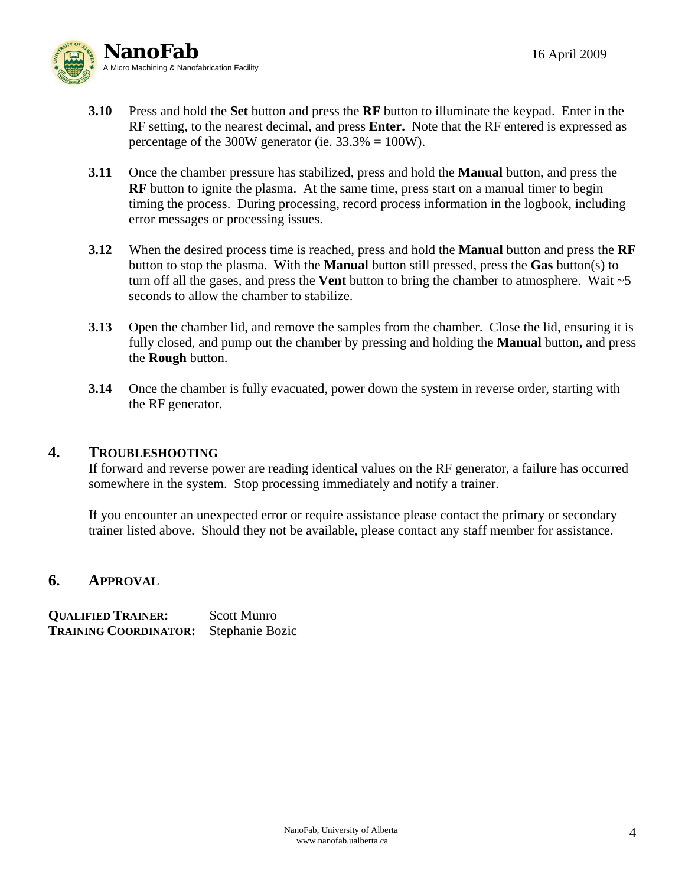**3.10** Press and hold the **Set** button and press the **RF** button to illuminate the keypad. Enter in the RF setting, to the nearest decimal, and press **Enter.** Note that the RF entered is expressed as percentage of the 300W generator (ie. 33.3% = 100W).

**3.11** Once the chamber pressure has stabilized, press and hold the **Manual** button, and press the **RF** button to ignite the plasma. At the same time, press start on a manual timer to begin timing the process. During processing, record process information in the logbook, including error messages or processing issues.

**3.12** When the desired process time is reached, press and hold the **Manual** button and press the **RF** button to stop the plasma. With the **Manual** button still pressed, press the **Gas** button(s) to turn off all the gases, and press the **Vent** button to bring the chamber to atmosphere. Wait ~5 seconds to allow the chamber to stabilize.

**3.13** Open the chamber lid, and remove the samples from the chamber. Close the lid, ensuring it is fully closed, and pump out the chamber by pressing and holding the **Manual** button**,** and press the **Rough** button.

**3.14** Once the chamber is fully evacuated, power down the system in reverse order, starting with the RF generator.

## 4. TROUBLESHOOTING

If forward and reverse power are reading identical values on the RF generator, a failure has occurred somewhere in the system. Stop processing immediately and notify a trainer.

If you encounter an unexpected error or require assistance please contact the primary or secondary trainer listed above. Should they not be available, please contact any staff member for assistance.

## 6. APPROVAL

**QUALIFIED TRAINER:** Scott Munro
**TRAINING COORDINATOR:** Stephanie Bozic